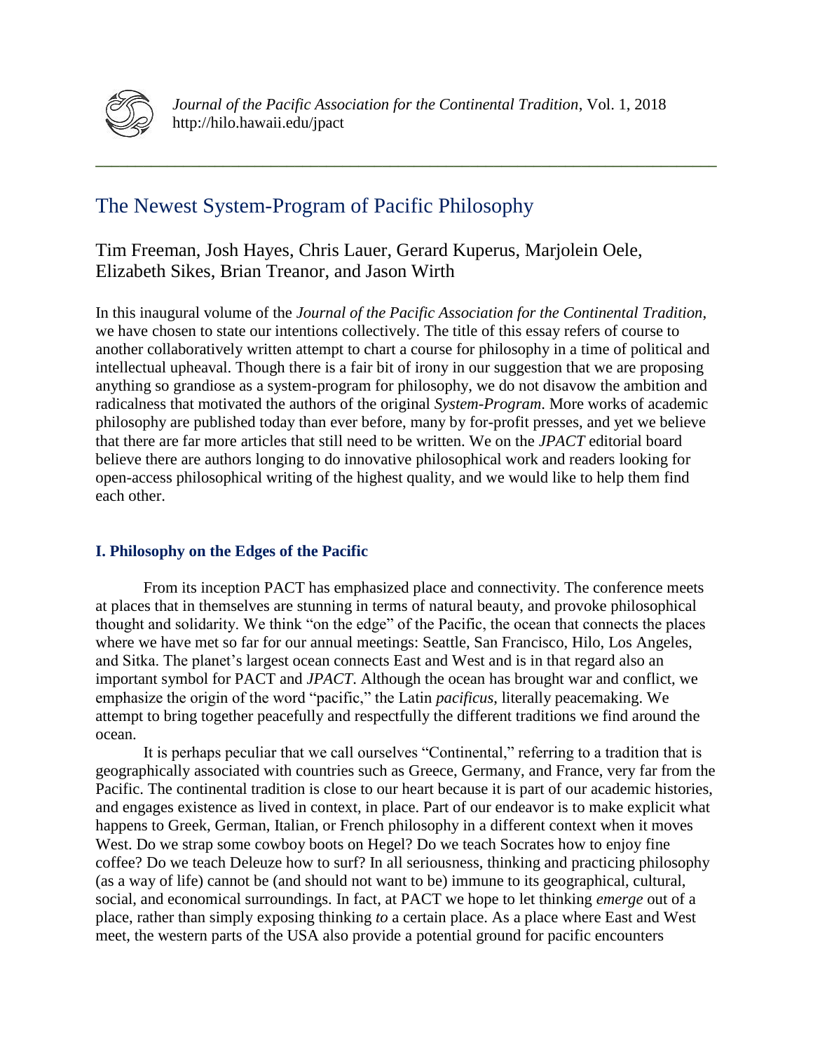# The Newest System-Program of Pacific Philosophy

Tim Freeman, Josh Hayes, Chris Lauer, Gerard Kuperus, Marjolein Oele, Elizabeth Sikes, Brian Treanor, and Jason Wirth

In this inaugural volume of the *Journal of the Pacific Association for the Continental Tradition*, we have chosen to state our intentions collectively. The title of this essay refers of course to another collaboratively written attempt to chart a course for philosophy in a time of political and intellectual upheaval. Though there is a fair bit of irony in our suggestion that we are proposing anything so grandiose as a system-program for philosophy, we do not disavow the ambition and radicalness that motivated the authors of the original *System-Program*. More works of academic philosophy are published today than ever before, many by for-profit presses, and yet we believe that there are far more articles that still need to be written. We on the *JPACT* editorial board believe there are authors longing to do innovative philosophical work and readers looking for open-access philosophical writing of the highest quality, and we would like to help them find each other.

## I. Philosophy on the Edges of the Pacific

From its inception PACT has emphasized place and connectivity. The conference meets at places that in themselves are stunning in terms of natural beauty, and provoke philosophical thought and solidarity. We think "on the edge" of the Pacific, the ocean that connects the places where we have met so far for our annual meetings: Seattle, San Francisco, Hilo, Los Angeles, and Sitka. The planet's largest ocean connects East and West and is in that regard also an important symbol for PACT and *JPACT*. Although the ocean has brought war and conflict, we emphasize the origin of the word "pacific," the Latin *pacificus*, literally peacemaking. We attempt to bring together peacefully and respectfully the different traditions we find around the ocean.

It is perhaps peculiar that we call ourselves "Continental," referring to a tradition that is geographically associated with countries such as Greece, Germany, and France, very far from the Pacific. The continental tradition is close to our heart because it is part of our academic histories, and engages existence as lived in context, in place. Part of our endeavor is to make explicit what happens to Greek, German, Italian, or French philosophy in a different context when it moves West. Do we strap some cowboy boots on Hegel? Do we teach Socrates how to enjoy fine coffee? Do we teach Deleuze how to surf? In all seriousness, thinking and practicing philosophy (as a way of life) cannot be (and should not want to be) immune to its geographical, cultural, social, and economical surroundings. In fact, at PACT we hope to let thinking *emerge* out of a place, rather than simply exposing thinking *to* a certain place. As a place where East and West meet, the western parts of the USA also provide a potential ground for pacific encounters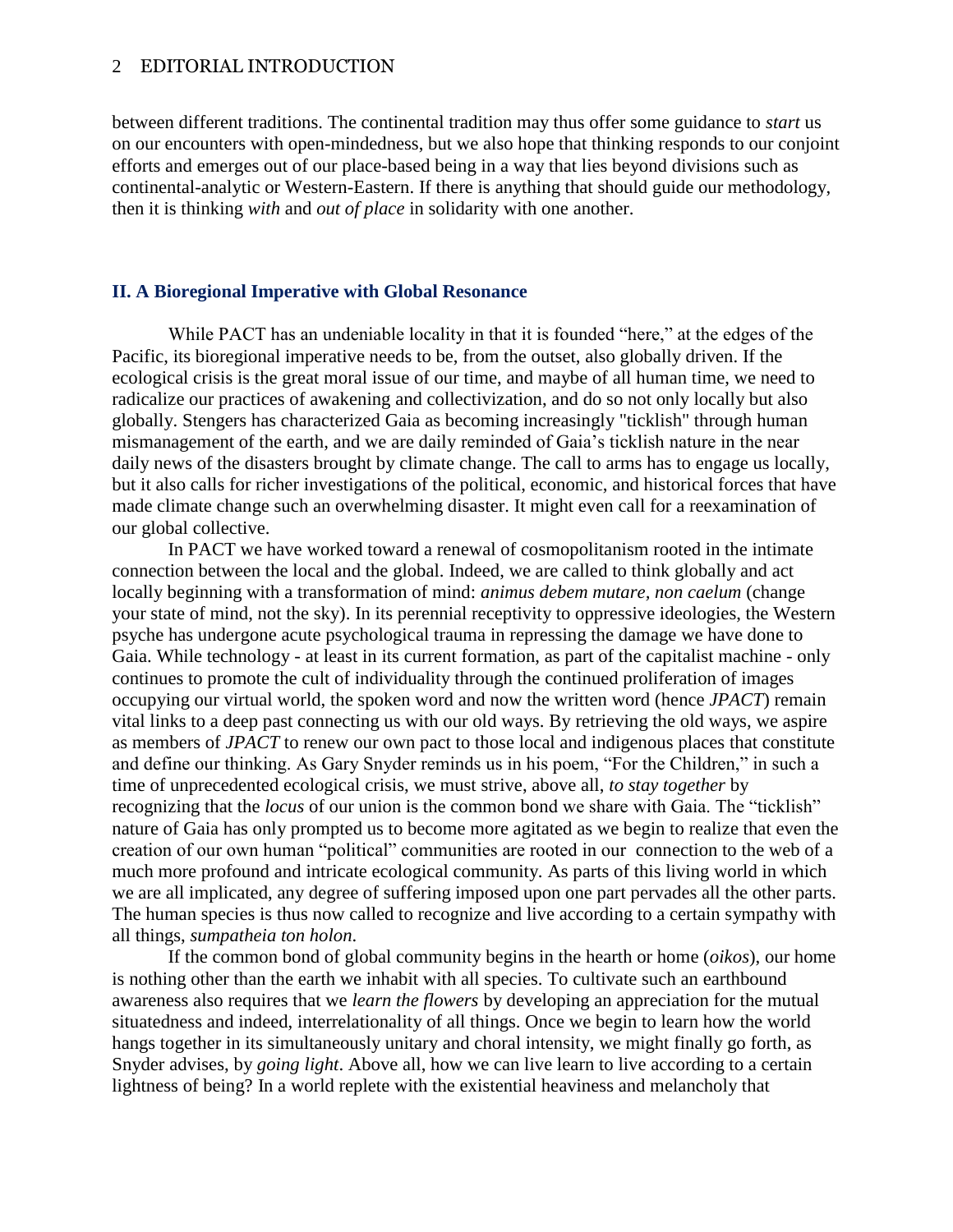between different traditions. The continental tradition may thus offer some guidance to *start* us on our encounters with open-mindedness, but we also hope that thinking responds to our conjoint efforts and emerges out of our place-based being in a way that lies beyond divisions such as continental-analytic or Western-Eastern. If there is anything that should guide our methodology, then it is thinking *with* and *out of place* in solidarity with one another.

## II. A Bioregional Imperative with Global Resonance

While PACT has an undeniable locality in that it is founded "here," at the edges of the Pacific, its bioregional imperative needs to be, from the outset, also globally driven. If the ecological crisis is the great moral issue of our time, and maybe of all human time, we need to radicalize our practices of awakening and collectivization, and do so not only locally but also globally. Stengers has characterized Gaia as becoming increasingly "ticklish" through human mismanagement of the earth, and we are daily reminded of Gaia's ticklish nature in the near daily news of the disasters brought by climate change. The call to arms has to engage us locally, but it also calls for richer investigations of the political, economic, and historical forces that have made climate change such an overwhelming disaster. It might even call for a reexamination of our global collective.

In PACT we have worked toward a renewal of cosmopolitanism rooted in the intimate connection between the local and the global. Indeed, we are called to think globally and act locally beginning with a transformation of mind: *animus debem mutare, non caelum* (change your state of mind, not the sky). In its perennial receptivity to oppressive ideologies, the Western psyche has undergone acute psychological trauma in repressing the damage we have done to Gaia. While technology - at least in its current formation, as part of the capitalist machine - only continues to promote the cult of individuality through the continued proliferation of images occupying our virtual world, the spoken word and now the written word (hence *JPACT*) remain vital links to a deep past connecting us with our old ways. By retrieving the old ways, we aspire as members of *JPACT* to renew our own pact to those local and indigenous places that constitute and define our thinking. As Gary Snyder reminds us in his poem, "For the Children," in such a time of unprecedented ecological crisis, we must strive, above all, *to stay together* by recognizing that the *locus* of our union is the common bond we share with Gaia. The "ticklish" nature of Gaia has only prompted us to become more agitated as we begin to realize that even the creation of our own human "political" communities are rooted in our connection to the web of a much more profound and intricate ecological community. As parts of this living world in which we are all implicated, any degree of suffering imposed upon one part pervades all the other parts. The human species is thus now called to recognize and live according to a certain sympathy with all things, *sumpatheia ton holon*.

If the common bond of global community begins in the hearth or home (*oikos*), our home is nothing other than the earth we inhabit with all species. To cultivate such an earthbound awareness also requires that we *learn the flowers* by developing an appreciation for the mutual situatedness and indeed, interrelationality of all things. Once we begin to learn how the world hangs together in its simultaneously unitary and choral intensity, we might finally go forth, as Snyder advises, by *going light*. Above all, how we can live learn to live according to a certain lightness of being? In a world replete with the existential heaviness and melancholy that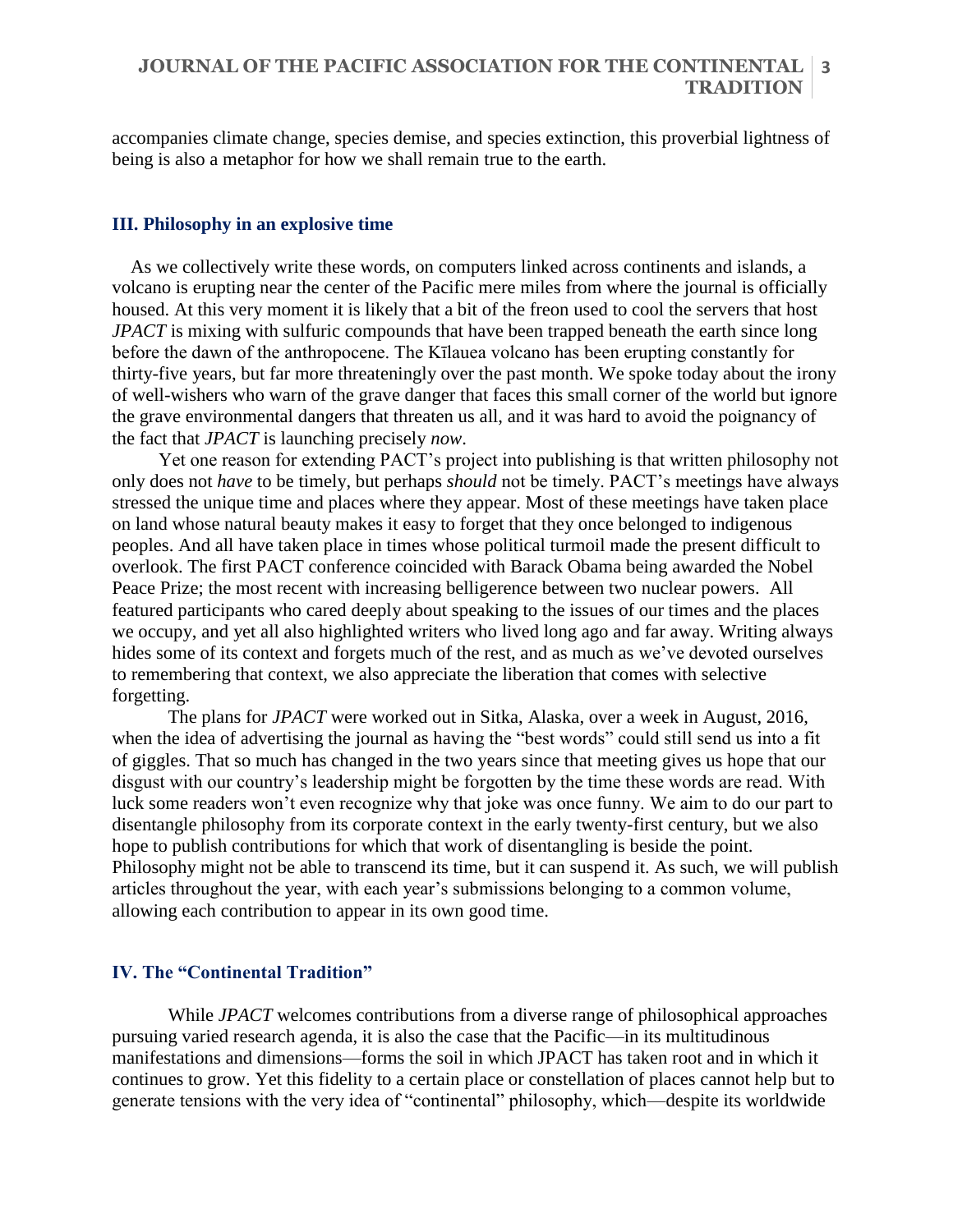accompanies climate change, species demise, and species extinction, this proverbial lightness of being is also a metaphor for how we shall remain true to the earth.

### III. Philosophy in an explosive time

As we collectively write these words, on computers linked across continents and islands, a volcano is erupting near the center of the Pacific mere miles from where the journal is officially housed. At this very moment it is likely that a bit of the freon used to cool the servers that host *JPACT* is mixing with sulfuric compounds that have been trapped beneath the earth since long before the dawn of the anthropocene. The Kīlauea volcano has been erupting constantly for thirty-five years, but far more threateningly over the past month. We spoke today about the irony of well-wishers who warn of the grave danger that faces this small corner of the world but ignore the grave environmental dangers that threaten us all, and it was hard to avoid the poignancy of the fact that *JPACT* is launching precisely *now*.

Yet one reason for extending PACT's project into publishing is that written philosophy not only does not *have* to be timely, but perhaps *should* not be timely. PACT's meetings have always stressed the unique time and places where they appear. Most of these meetings have taken place on land whose natural beauty makes it easy to forget that they once belonged to indigenous peoples. And all have taken place in times whose political turmoil made the present difficult to overlook. The first PACT conference coincided with Barack Obama being awarded the Nobel Peace Prize; the most recent with increasing belligerence between two nuclear powers. All featured participants who cared deeply about speaking to the issues of our times and the places we occupy, and yet all also highlighted writers who lived long ago and far away. Writing always hides some of its context and forgets much of the rest, and as much as we've devoted ourselves to remembering that context, we also appreciate the liberation that comes with selective forgetting.

The plans for *JPACT* were worked out in Sitka, Alaska, over a week in August, 2016, when the idea of advertising the journal as having the "best words" could still send us into a fit of giggles. That so much has changed in the two years since that meeting gives us hope that our disgust with our country's leadership might be forgotten by the time these words are read. With luck some readers won't even recognize why that joke was once funny. We aim to do our part to disentangle philosophy from its corporate context in the early twenty-first century, but we also hope to publish contributions for which that work of disentangling is beside the point. Philosophy might not be able to transcend its time, but it can suspend it. As such, we will publish articles throughout the year, with each year's submissions belonging to a common volume, allowing each contribution to appear in its own good time.

### IV. The "Continental Tradition"

While *JPACT* welcomes contributions from a diverse range of philosophical approaches pursuing varied research agenda, it is also the case that the Pacific—in its multitudinous manifestations and dimensions—forms the soil in which JPACT has taken root and in which it continues to grow. Yet this fidelity to a certain place or constellation of places cannot help but to generate tensions with the very idea of "continental" philosophy, which—despite its worldwide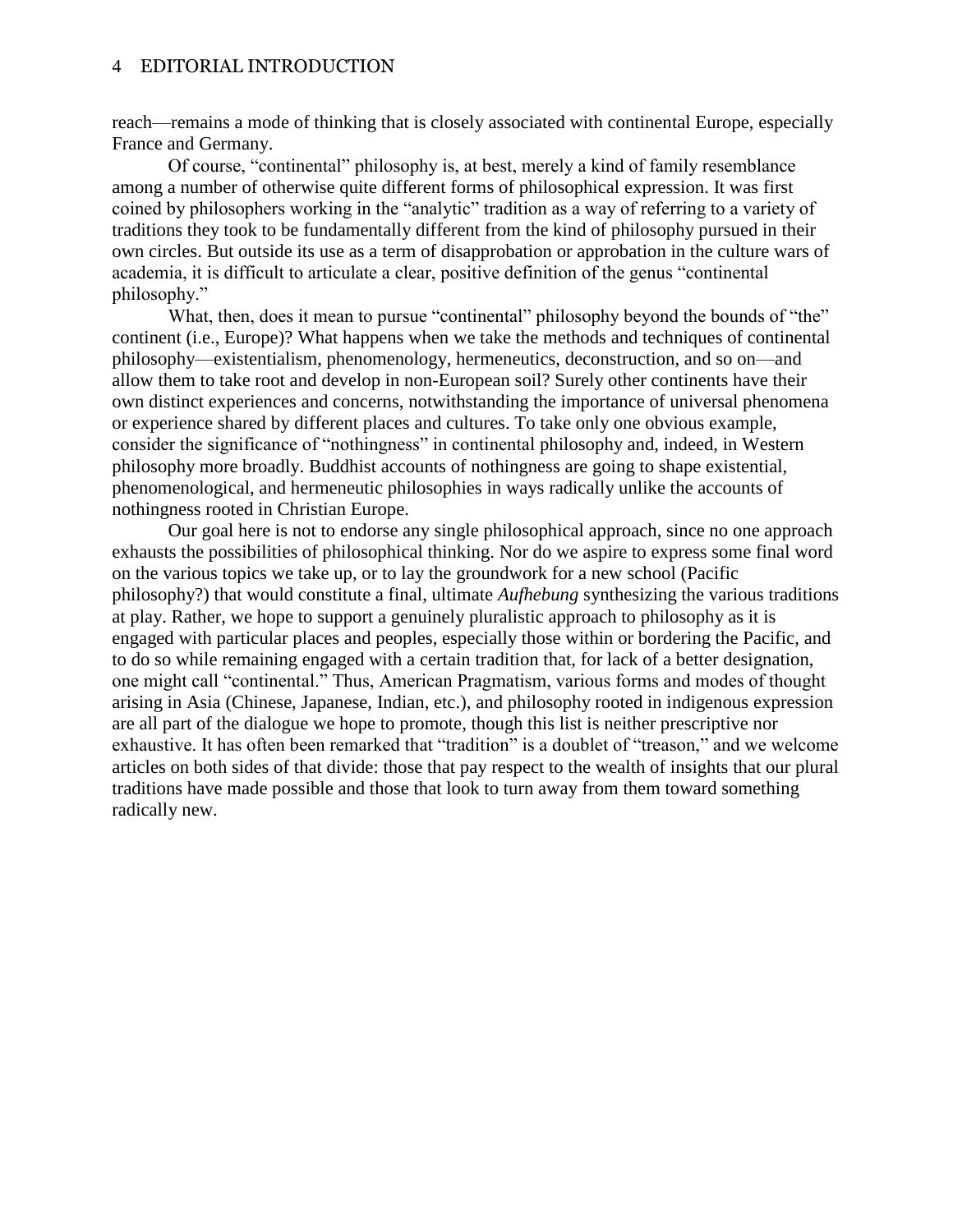reach—remains a mode of thinking that is closely associated with continental Europe, especially France and Germany.

Of course, "continental" philosophy is, at best, merely a kind of family resemblance among a number of otherwise quite different forms of philosophical expression. It was first coined by philosophers working in the "analytic" tradition as a way of referring to a variety of traditions they took to be fundamentally different from the kind of philosophy pursued in their own circles. But outside its use as a term of disapprobation or approbation in the culture wars of academia, it is difficult to articulate a clear, positive definition of the genus "continental philosophy."

What, then, does it mean to pursue "continental" philosophy beyond the bounds of "the" continent (i.e., Europe)? What happens when we take the methods and techniques of continental philosophy—existentialism, phenomenology, hermeneutics, deconstruction, and so on—and allow them to take root and develop in non-European soil? Surely other continents have their own distinct experiences and concerns, notwithstanding the importance of universal phenomena or experience shared by different places and cultures. To take only one obvious example, consider the significance of "nothingness" in continental philosophy and, indeed, in Western philosophy more broadly. Buddhist accounts of nothingness are going to shape existential, phenomenological, and hermeneutic philosophies in ways radically unlike the accounts of nothingness rooted in Christian Europe.

Our goal here is not to endorse any single philosophical approach, since no one approach exhausts the possibilities of philosophical thinking. Nor do we aspire to express some final word on the various topics we take up, or to lay the groundwork for a new school (Pacific philosophy?) that would constitute a final, ultimate *Aufhebung* synthesizing the various traditions at play. Rather, we hope to support a genuinely pluralistic approach to philosophy as it is engaged with particular places and peoples, especially those within or bordering the Pacific, and to do so while remaining engaged with a certain tradition that, for lack of a better designation, one might call "continental." Thus, American Pragmatism, various forms and modes of thought arising in Asia (Chinese, Japanese, Indian, etc.), and philosophy rooted in indigenous expression are all part of the dialogue we hope to promote, though this list is neither prescriptive nor exhaustive. It has often been remarked that "tradition" is a doublet of "treason," and we welcome articles on both sides of that divide: those that pay respect to the wealth of insights that our plural traditions have made possible and those that look to turn away from them toward something radically new.